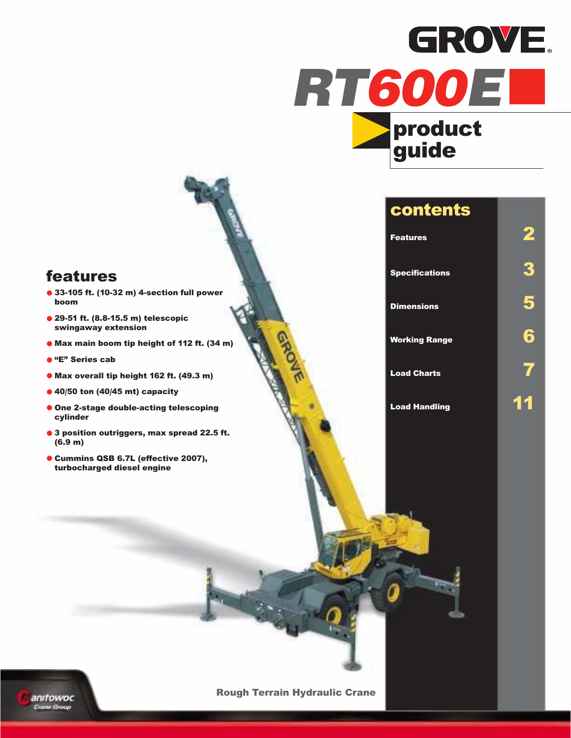# GROVE

# RT600E

## product guide

## contents

| | |
|---|---|
| Features | 2 |
| Specifications | 3 |
| Dimensions | 5 |
| Working Range | 6 |
| Load Charts | 7 |
| Load Handling | 11 |

## features

- 33-105 ft. (10-32 m) 4-section full power boom
- 29-51 ft. (8.8-15.5 m) telescopic swingaway extension
- Max main boom tip height of 112 ft. (34 m)
- "E" Series cab
- Max overall tip height 162 ft. (49.3 m)
- 40/50 ton (40/45 mt) capacity
- One 2-stage double-acting telescoping cylinder
- 3 position outriggers, max spread 22.5 ft. (6.9 m)
- Cummins QSB 6.7L (effective 2007), turbocharged diesel engine

Rough Terrain Hydraulic Crane

Manitowoc Crane Group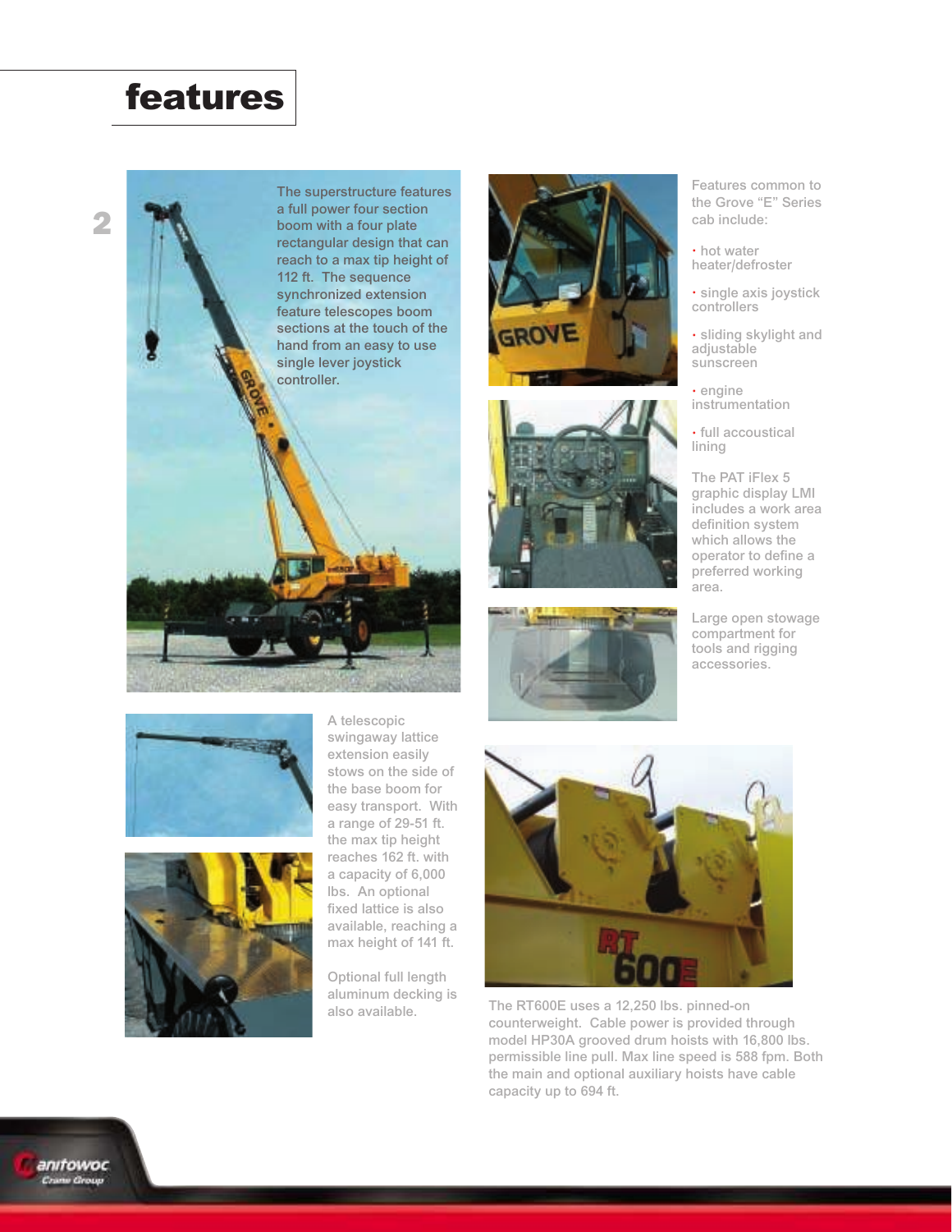# features

The superstructure features a full power four section boom with a four plate rectangular design that can reach to a max tip height of 112 ft. The sequence synchronized extension feature telescopes boom sections at the touch of the hand from an easy to use single lever joystick controller.

Features common to the Grove "E" Series cab include:

- hot water heater/defroster
- single axis joystick controllers
- sliding skylight and adjustable sunscreen
- engine instrumentation
- full accoustical lining

The PAT iFlex 5 graphic display LMI includes a work area definition system which allows the operator to define a preferred working area.

Large open stowage compartment for tools and rigging accessories.

A telescopic swingaway lattice extension easily stows on the side of the base boom for easy transport. With a range of 29-51 ft. the max tip height reaches 162 ft. with a capacity of 6,000 lbs. An optional fixed lattice is also available, reaching a max height of 141 ft.

Optional full length aluminum decking is also available.

The RT600E uses a 12,250 lbs. pinned-on counterweight. Cable power is provided through model HP30A grooved drum hoists with 16,800 lbs. permissible line pull. Max line speed is 588 fpm. Both the main and optional auxiliary hoists have cable capacity up to 694 ft.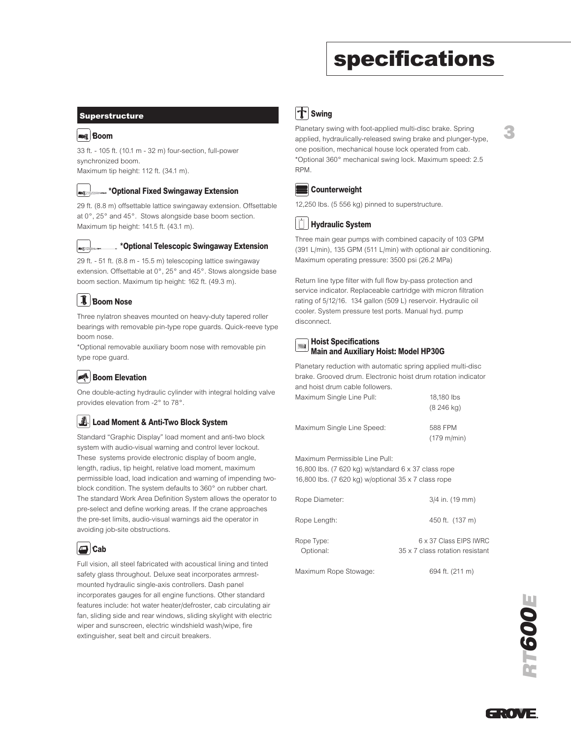# specifications

## Superstructure

### Boom

33 ft. - 105 ft. (10.1 m - 32 m) four-section, full-power synchronized boom.
Maximum tip height: 112 ft. (34.1 m).

### *Optional Fixed Swingaway Extension

29 ft. (8.8 m) offsettable lattice swingaway extension. Offsettable at 0°, 25° and 45°. Stows alongside base boom section. Maximum tip height: 141.5 ft. (43.1 m).

### *Optional Telescopic Swingaway Extension

29 ft. - 51 ft. (8.8 m - 15.5 m) telescoping lattice swingaway extension. Offsettable at 0°, 25° and 45°. Stows alongside base boom section. Maximum tip height: 162 ft. (49.3 m).

### Boom Nose

Three nylatron sheaves mounted on heavy-duty tapered roller bearings with removable pin-type rope guards. Quick-reeve type boom nose.

*Optional removable auxiliary boom nose with removable pin type rope guard.

### Boom Elevation

One double-acting hydraulic cylinder with integral holding valve provides elevation from -2° to 78°.

### Load Moment & Anti-Two Block System

Standard "Graphic Display" load moment and anti-two block system with audio-visual warning and control lever lockout. These systems provide electronic display of boom angle, length, radius, tip height, relative load moment, maximum permissible load, load indication and warning of impending two-block condition. The system defaults to 360° on rubber chart. The standard Work Area Definition System allows the operator to pre-select and define working areas. If the crane approaches the pre-set limits, audio-visual warnings aid the operator in avoiding job-site obstructions.

### Cab

Full vision, all steel fabricated with acoustical lining and tinted safety glass throughout. Deluxe seat incorporates armrest-mounted hydraulic single-axis controllers. Dash panel incorporates gauges for all engine functions. Other standard features include: hot water heater/defroster, cab circulating air fan, sliding side and rear windows, sliding skylight with electric wiper and sunscreen, electric windshield wash/wipe, fire extinguisher, seat belt and circuit breakers.

### Swing

Planetary swing with foot-applied multi-disc brake. Spring applied, hydraulically-released swing brake and plunger-type, one position, mechanical house lock operated from cab.
*Optional 360° mechanical swing lock. Maximum speed: 2.5 RPM.

### Counterweight

12,250 lbs. (5 556 kg) pinned to superstructure.

### Hydraulic System

Three main gear pumps with combined capacity of 103 GPM (391 L/min), 135 GPM (511 L/min) with optional air conditioning. Maximum operating pressure: 3500 psi (26.2 MPa)

Return line type filter with full flow by-pass protection and service indicator. Replaceable cartridge with micron filtration rating of 5/12/16. 134 gallon (509 L) reservoir. Hydraulic oil cooler. System pressure test ports. Manual hyd. pump disconnect.

### Hoist Specifications
### Main and Auxiliary Hoist: Model HP30G

Planetary reduction with automatic spring applied multi-disc brake. Grooved drum. Electronic hoist drum rotation indicator and hoist drum cable followers.

| | |
|---|---|
| Maximum Single Line Pull: | 18,180 lbs (8 246 kg) |
| Maximum Single Line Speed: | 588 FPM (179 m/min) |

Maximum Permissible Line Pull:
16,800 lbs. (7 620 kg) w/standard 6 x 37 class rope
16,800 lbs. (7 620 kg) w/optional 35 x 7 class rope

| | |
|---|---|
| Rope Diameter: | 3/4 in. (19 mm) |
| Rope Length: | 450 ft. (137 m) |
| Rope Type: | 6 x 37 Class EIPS IWRC |
| Optional: | 35 x 7 class rotation resistant |
| Maximum Rope Stowage: | 694 ft. (211 m) |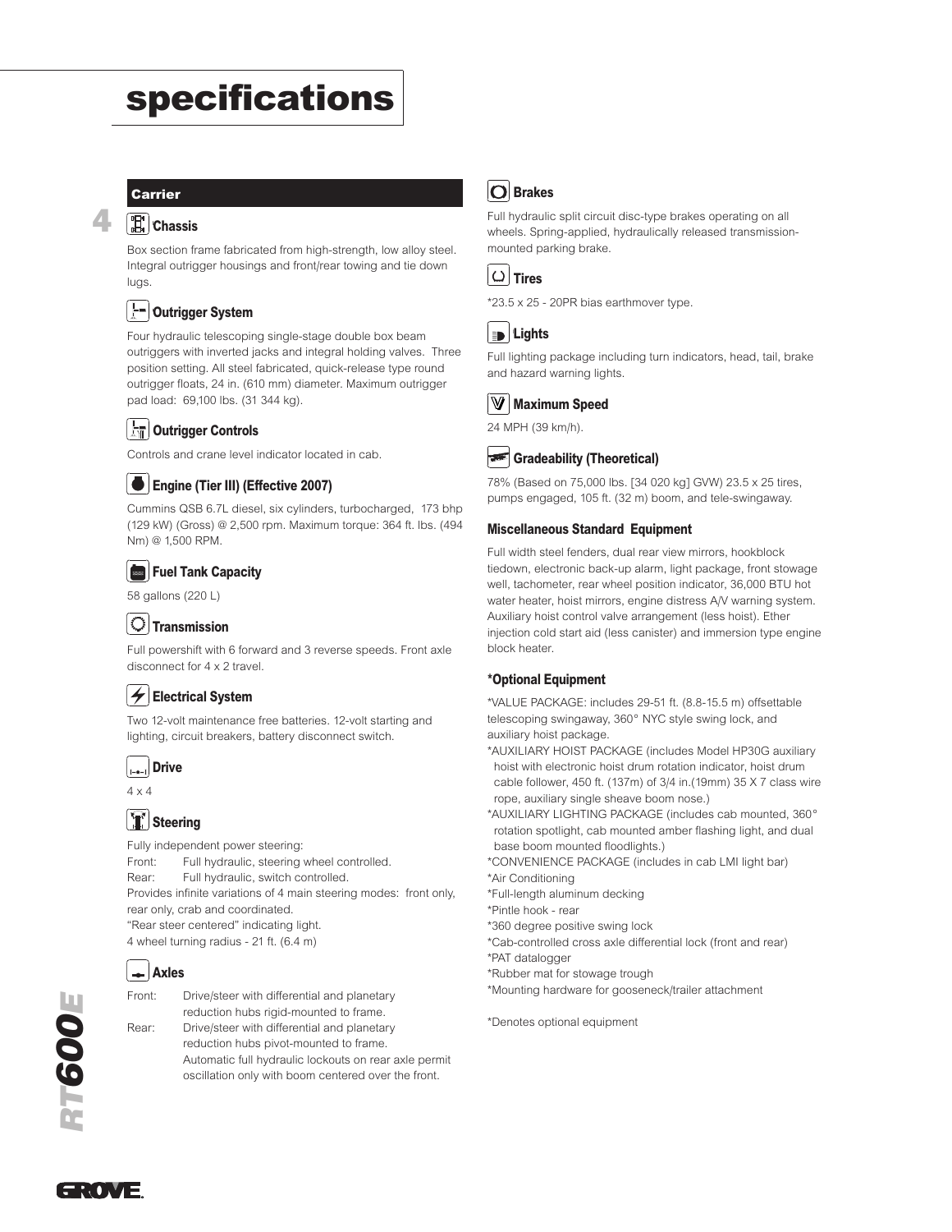# specifications

## Carrier

### Chassis

Box section frame fabricated from high-strength, low alloy steel. Integral outrigger housings and front/rear towing and tie down lugs.

### Outrigger System

Four hydraulic telescoping single-stage double box beam outriggers with inverted jacks and integral holding valves. Three position setting. All steel fabricated, quick-release type round outrigger floats, 24 in. (610 mm) diameter. Maximum outrigger pad load: 69,100 lbs. (31 344 kg).

### Outrigger Controls

Controls and crane level indicator located in cab.

### Engine (Tier III) (Effective 2007)

Cummins QSB 6.7L diesel, six cylinders, turbocharged, 173 bhp (129 kW) (Gross) @ 2,500 rpm. Maximum torque: 364 ft. lbs. (494 Nm) @ 1,500 RPM.

### Fuel Tank Capacity

58 gallons (220 L)

### Transmission

Full powershift with 6 forward and 3 reverse speeds. Front axle disconnect for 4 x 2 travel.

### Electrical System

Two 12-volt maintenance free batteries. 12-volt starting and lighting, circuit breakers, battery disconnect switch.

### Drive

4 x 4

### Steering

Fully independent power steering:

Front: Full hydraulic, steering wheel controlled.
Rear: Full hydraulic, switch controlled.

Provides infinite variations of 4 main steering modes: front only, rear only, crab and coordinated.
"Rear steer centered" indicating light.
4 wheel turning radius - 21 ft. (6.4 m)

### Axles

Front: Drive/steer with differential and planetary reduction hubs rigid-mounted to frame.
Rear: Drive/steer with differential and planetary reduction hubs pivot-mounted to frame. Automatic full hydraulic lockouts on rear axle permit oscillation only with boom centered over the front.

### Brakes

Full hydraulic split circuit disc-type brakes operating on all wheels. Spring-applied, hydraulically released transmission-mounted parking brake.

### Tires

*23.5 x 25 - 20PR bias earthmover type.

### Lights

Full lighting package including turn indicators, head, tail, brake and hazard warning lights.

### Maximum Speed

24 MPH (39 km/h).

### Gradeability (Theoretical)

78% (Based on 75,000 lbs. [34 020 kg] GVW) 23.5 x 25 tires, pumps engaged, 105 ft. (32 m) boom, and tele-swingaway.

### Miscellaneous Standard Equipment

Full width steel fenders, dual rear view mirrors, hookblock tiedown, electronic back-up alarm, light package, front stowage well, tachometer, rear wheel position indicator, 36,000 BTU hot water heater, hoist mirrors, engine distress A/V warning system. Auxiliary hoist control valve arrangement (less hoist). Ether injection cold start aid (less canister) and immersion type engine block heater.

### *Optional Equipment

*VALUE PACKAGE: includes 29-51 ft. (8.8-15.5 m) offsettable telescoping swingaway, 360° NYC style swing lock, and auxiliary hoist package.
*AUXILIARY HOIST PACKAGE (includes Model HP30G auxiliary hoist with electronic hoist drum rotation indicator, hoist drum cable follower, 450 ft. (137m) of 3/4 in.(19mm) 35 X 7 class wire rope, auxiliary single sheave boom nose.)
*AUXILIARY LIGHTING PACKAGE (includes cab mounted, 360° rotation spotlight, cab mounted amber flashing light, and dual base boom mounted floodlights.)
*CONVENIENCE PACKAGE (includes in cab LMI light bar)
*Air Conditioning
*Full-length aluminum decking
*Pintle hook - rear
*360 degree positive swing lock
*Cab-controlled cross axle differential lock (front and rear)
*PAT datalogger
*Rubber mat for stowage trough
*Mounting hardware for gooseneck/trailer attachment

*Denotes optional equipment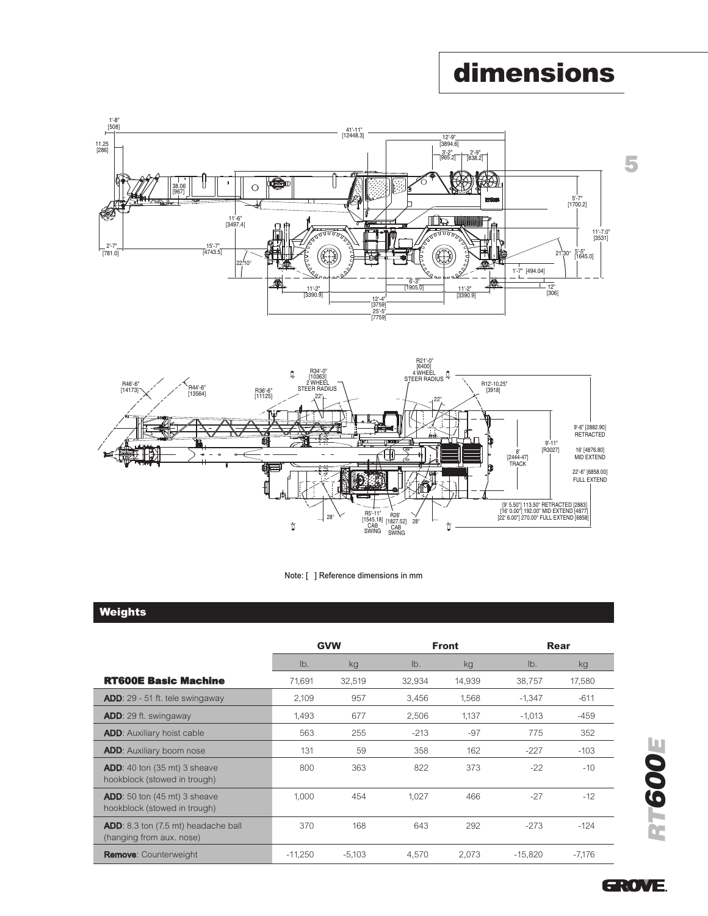# dimensions

Note: [ ] Reference dimensions in mm

## Weights

| | GVW | | Front | | Rear | |
|---|---|---|---|---|---|---|
| | lb. | kg | lb. | kg | lb. | kg |
| **RT600E Basic Machine** | 71,691 | 32,519 | 32,934 | 14,939 | 38,757 | 17,580 |
| **ADD**: 29 - 51 ft. tele swingaway | 2,109 | 957 | 3,456 | 1,568 | -1,347 | -611 |
| **ADD**: 29 ft. swingaway | 1,493 | 677 | 2,506 | 1,137 | -1,013 | -459 |
| **ADD**: Auxiliary hoist cable | 563 | 255 | -213 | -97 | 775 | 352 |
| **ADD**: Auxiliary boom nose | 131 | 59 | 358 | 162 | -227 | -103 |
| **ADD**: 40 ton (35 mt) 3 sheave hookblock (stowed in trough) | 800 | 363 | 822 | 373 | -22 | -10 |
| **ADD**: 50 ton (45 mt) 3 sheave hookblock (stowed in trough) | 1,000 | 454 | 1,027 | 466 | -27 | -12 |
| **ADD**: 8.3 ton (7.5 mt) headache ball (hanging from aux. nose) | 370 | 168 | 643 | 292 | -273 | -124 |
| **Remove**: Counterweight | -11,250 | -5,103 | 4,570 | 2,073 | -15,820 | -7,176 |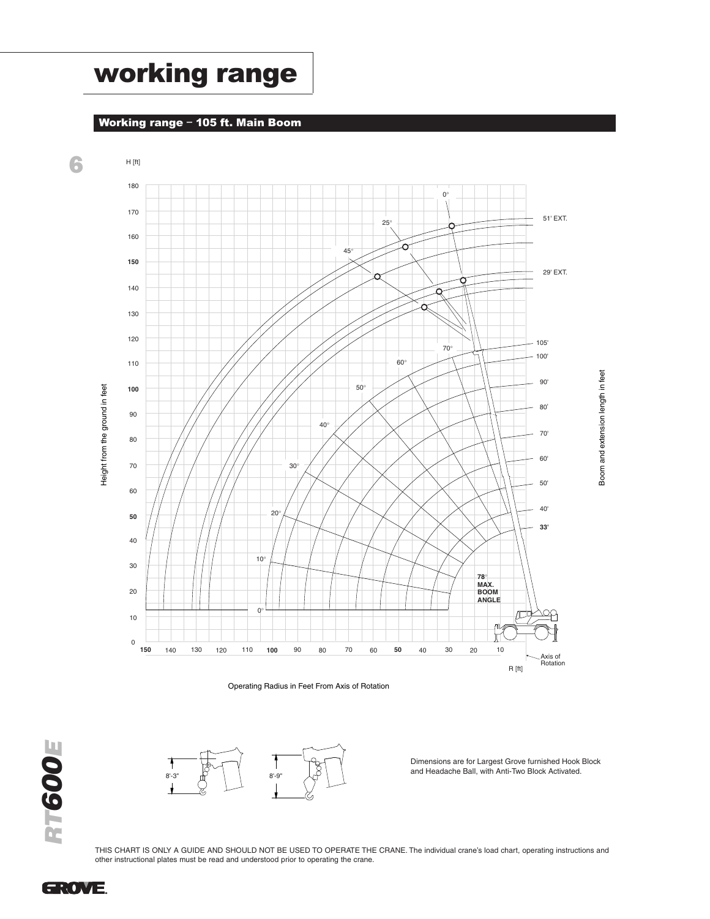# working range

## Working range – 105 ft. Main Boom

H [ft]

Height from the ground in feet

Boom and extension length in feet

51' EXT.

29' EXT.

105'

100'

90'

80'

70'

60'

50'

40'

**33'**

0°

25°

45°

70°

60°

50°

40°

30°

20°

10°

0°

**78**°
**MAX.**
**BOOM**
**ANGLE**

Axis of Rotation

R [ft]

Operating Radius in Feet From Axis of Rotation

8'-3"

8'-9"

Dimensions are for Largest Grove furnished Hook Block and Headache Ball, with Anti-Two Block Activated.

THIS CHART IS ONLY A GUIDE AND SHOULD NOT BE USED TO OPERATE THE CRANE. The individual crane's load chart, operating instructions and other instructional plates must be read and understood prior to operating the crane.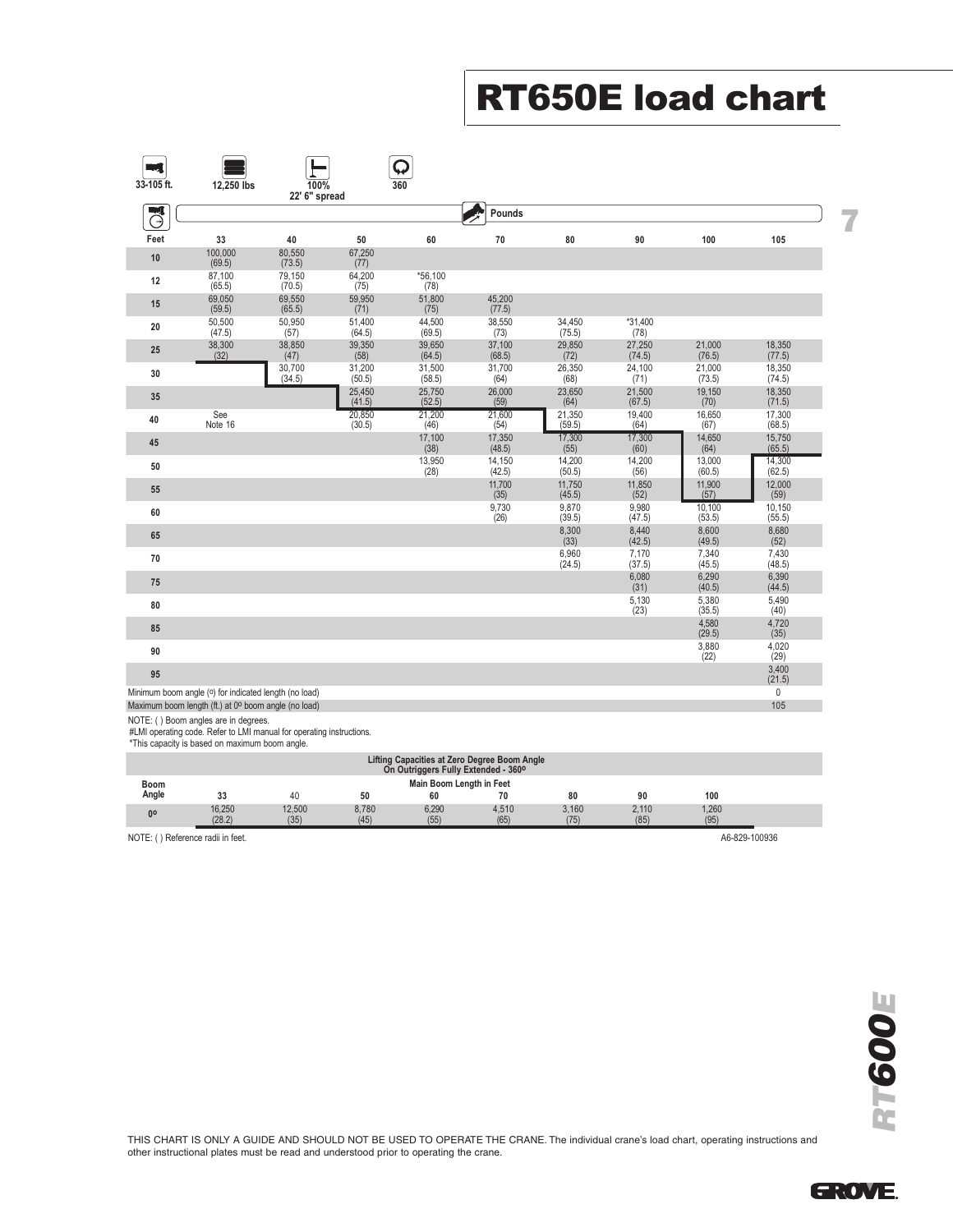# RT650E load chart

| 33-105 ft. | 12,250 lbs | 100% 22' 6" spread | 360 |
|---|---|---|---|

| Feet | 33 | 40 | 50 | 60 | 70 | 80 | 90 | 100 | 105 |
|---|---|---|---|---|---|---|---|---|---|
| | | | | | Pounds | | | | |
| 10 | 100,000 (69.5) | 80,550 (73.5) | 67,250 (77) | | | | | | |
| 12 | 87,100 (65.5) | 79,150 (70.5) | 64,200 (75) | *56,100 (78) | | | | | |
| 15 | 69,050 (59.5) | 69,550 (65.5) | 59,950 (71) | 51,800 (75) | 45,200 (77.5) | | | | |
| 20 | 50,500 (47.5) | 50,950 (57) | 51,400 (64.5) | 44,500 (69.5) | 38,550 (73) | 34,450 (75.5) | *31,400 (78) | | |
| 25 | 38,300 (32) | 38,850 (47) | 39,350 (58) | 39,650 (64.5) | 37,100 (68.5) | 29,850 (72) | 27,250 (74.5) | 21,000 (76.5) | 18,350 (77.5) |
| 30 | | 30,700 (34.5) | 31,200 (50.5) | 31,500 (58.5) | 31,700 (64) | 26,350 (68) | 24,100 (71) | 21,000 (73.5) | 18,350 (74.5) |
| 35 | | | 25,450 (41.5) | 25,750 (52.5) | 26,000 (59) | 23,650 (64) | 21,500 (67.5) | 19,150 (70) | 18,350 (71.5) |
| 40 | See Note 16 | | 20,850 (30.5) | 21,200 (46) | 21,600 (54) | 21,350 (59.5) | 19,400 (64) | 16,650 (67) | 17,300 (68.5) |
| 45 | | | | 17,100 (38) | 17,350 (48.5) | 17,300 (55) | 17,300 (60) | 14,650 (64) | 15,750 (65.5) |
| 50 | | | | 13,950 (28) | 14,150 (42.5) | 14,200 (50.5) | 14,200 (56) | 13,000 (60.5) | 14,300 (62.5) |
| 55 | | | | | 11,700 (35) | 11,750 (45.5) | 11,850 (52) | 11,900 (57) | 12,000 (59) |
| 60 | | | | | 9,730 (26) | 9,870 (39.5) | 9,980 (47.5) | 10,100 (53.5) | 10,150 (55.5) |
| 65 | | | | | | 8,300 (33) | 8,440 (42.5) | 8,600 (49.5) | 8,680 (52) |
| 70 | | | | | | 6,960 (24.5) | 7,170 (37.5) | 7,340 (45.5) | 7,430 (48.5) |
| 75 | | | | | | | 6,080 (31) | 6,290 (40.5) | 6,390 (44.5) |
| 80 | | | | | | | 5,130 (23) | 5,380 (35.5) | 5,490 (40) |
| 85 | | | | | | | | 4,580 (29.5) | 4,720 (35) |
| 90 | | | | | | | | 3,880 (22) | 4,020 (29) |
| 95 | | | | | | | | | 3,400 (21.5) |
| Minimum boom angle (°) for indicated length (no load) | | | | | | | | | 0 |
| Maximum boom length (ft.) at 0° boom angle (no load) | | | | | | | | | 105 |

NOTE: ( ) Boom angles are in degrees.
#LMI operating code. Refer to LMI manual for operating instructions.
*This capacity is based on maximum boom angle.

**Lifting Capacities at Zero Degree Boom Angle On Outriggers Fully Extended - 360º**

| Boom Angle | 33 | 40 | 50 | 60 | 70 | 80 | 90 | 100 |
|---|---|---|---|---|---|---|---|---|
| | Main Boom Length in Feet | | | | | | | |
| 0º | 16,250 (28.2) | 12,500 (35) | 8,780 (45) | 6,290 (55) | 4,510 (65) | 3,160 (75) | 2,110 (85) | 1,260 (95) |

NOTE: ( ) Reference radii in feet.

A6-829-100936

THIS CHART IS ONLY A GUIDE AND SHOULD NOT BE USED TO OPERATE THE CRANE. The individual crane's load chart, operating instructions and other instructional plates must be read and understood prior to operating the crane.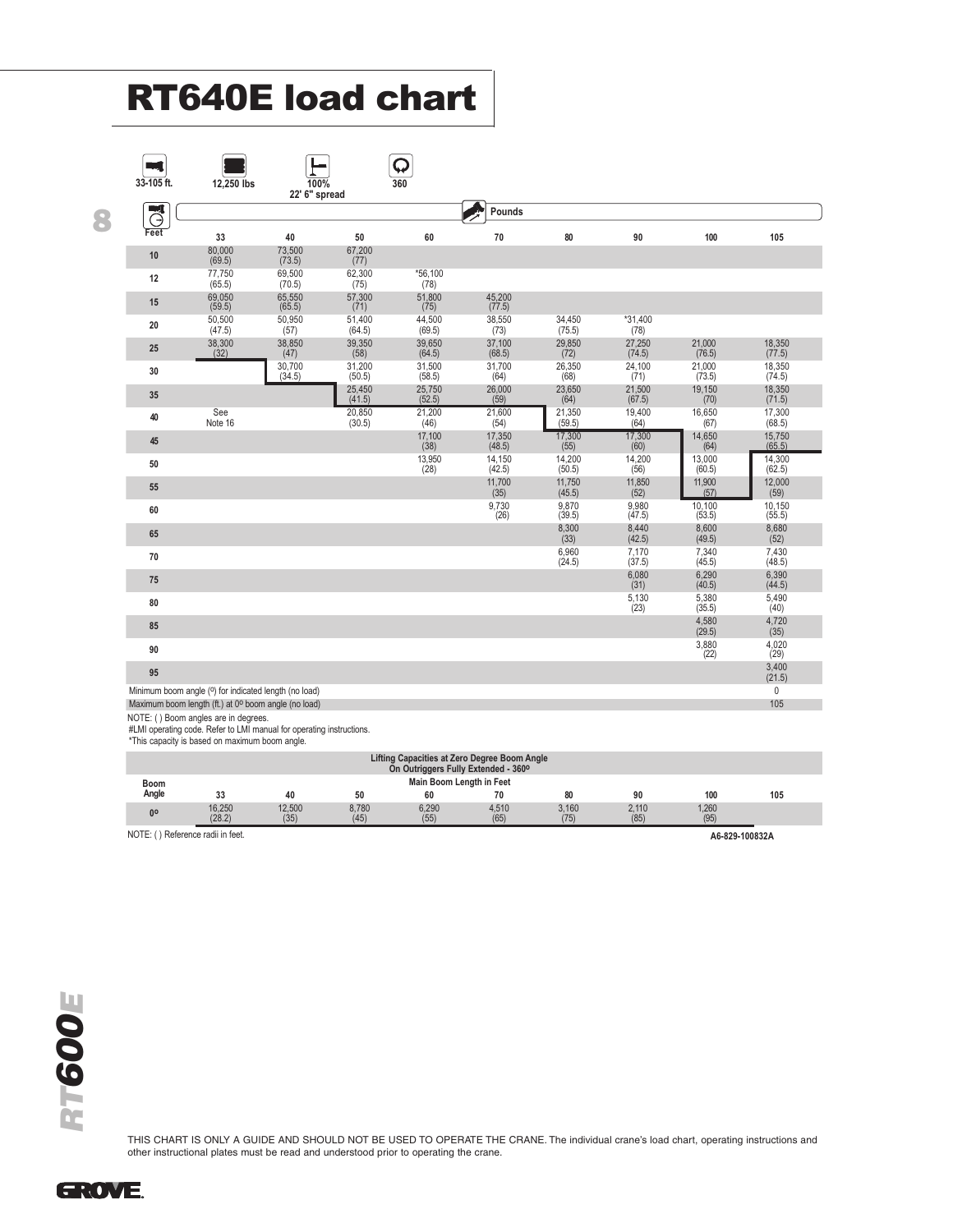# RT640E load chart

33-105 ft. | 12,250 lbs | 100% 22' 6" spread | 360

| Feet | 33 | 40 | 50 | 60 | 70 | 80 | 90 | 100 | 105 |
|---|---|---|---|---|---|---|---|---|---|
| 10 | 80,000 (69.5) | 73,500 (73.5) | 67,200 (77) | | | | | | |
| 12 | 77,750 (65.5) | 69,500 (70.5) | 62,300 (75) | *56,100 (78) | | | | | |
| 15 | 69,050 (59.5) | 65,550 (65.5) | 57,300 (71) | 51,800 (75) | 45,200 (77.5) | | | | |
| 20 | 50,500 (47.5) | 50,950 (57) | 51,400 (64.5) | 44,500 (69.5) | 38,550 (73) | 34,450 (75.5) | *31,400 (78) | | |
| 25 | 38,300 (32) | 38,850 (47) | 39,350 (58) | 39,650 (64.5) | 37,100 (68.5) | 29,850 (72) | 27,250 (74.5) | 21,000 (76.5) | 18,350 (77.5) |
| 30 | | 30,700 (34.5) | 31,200 (50.5) | 31,500 (58.5) | 31,700 (64) | 26,350 (68) | 24,100 (71) | 21,000 (73.5) | 18,350 (74.5) |
| 35 | | | 25,450 (41.5) | 25,750 (52.5) | 26,000 (59) | 23,650 (64) | 21,500 (67.5) | 19,150 (70) | 18,350 (71.5) |
| 40 | See Note 16 | | 20,850 (30.5) | 21,200 (46) | 21,600 (54) | 21,350 (59.5) | 19,400 (64) | 16,650 (67) | 17,300 (68.5) |
| 45 | | | | 17,100 (38) | 17,350 (48.5) | 17,300 (55) | 17,300 (60) | 14,650 (64) | 15,750 (65.5) |
| 50 | | | | 13,950 (28) | 14,150 (42.5) | 14,200 (50.5) | 14,200 (56) | 13,000 (60.5) | 14,300 (62.5) |
| 55 | | | | | 11,700 (35) | 11,750 (45.5) | 11,850 (52) | 11,900 (57) | 12,000 (59) |
| 60 | | | | | 9,730 (26) | 9,870 (39.5) | 9,980 (47.5) | 10,100 (53.5) | 10,150 (55.5) |
| 65 | | | | | | 8,300 (33) | 8,440 (42.5) | 8,600 (49.5) | 8,680 (52) |
| 70 | | | | | | 6,960 (24.5) | 7,170 (37.5) | 7,340 (45.5) | 7,430 (48.5) |
| 75 | | | | | | | 6,080 (31) | 6,290 (40.5) | 6,390 (44.5) |
| 80 | | | | | | | 5,130 (23) | 5,380 (35.5) | 5,490 (40) |
| 85 | | | | | | | | 4,580 (29.5) | 4,720 (35) |
| 90 | | | | | | | | 3,880 (22) | 4,020 (29) |
| 95 | | | | | | | | | 3,400 (21.5) |
| Minimum boom angle (º) for indicated length (no load) | | | | | | | | | 0 |
| Maximum boom length (ft.) at 0º boom angle (no load) | | | | | | | | | 105 |

NOTE: ( ) Boom angles are in degrees.
#LMI operating code. Refer to LMI manual for operating instructions.
*This capacity is based on maximum boom angle.

**Lifting Capacities at Zero Degree Boom Angle On Outriggers Fully Extended - 360º**

| Boom Angle | Main Boom Length in Feet | | | | | | | | |
|---|---|---|---|---|---|---|---|---|---|
| | 33 | 40 | 50 | 60 | 70 | 80 | 90 | 100 | 105 |
| 0º | 16,250 (28.2) | 12,500 (35) | 8,780 (45) | 6,290 (55) | 4,510 (65) | 3,160 (75) | 2,110 (85) | 1,260 (95) | |

NOTE: ( ) Reference radii in feet.

A6-829-100832A

THIS CHART IS ONLY A GUIDE AND SHOULD NOT BE USED TO OPERATE THE CRANE. The individual crane's load chart, operating instructions and other instructional plates must be read and understood prior to operating the crane.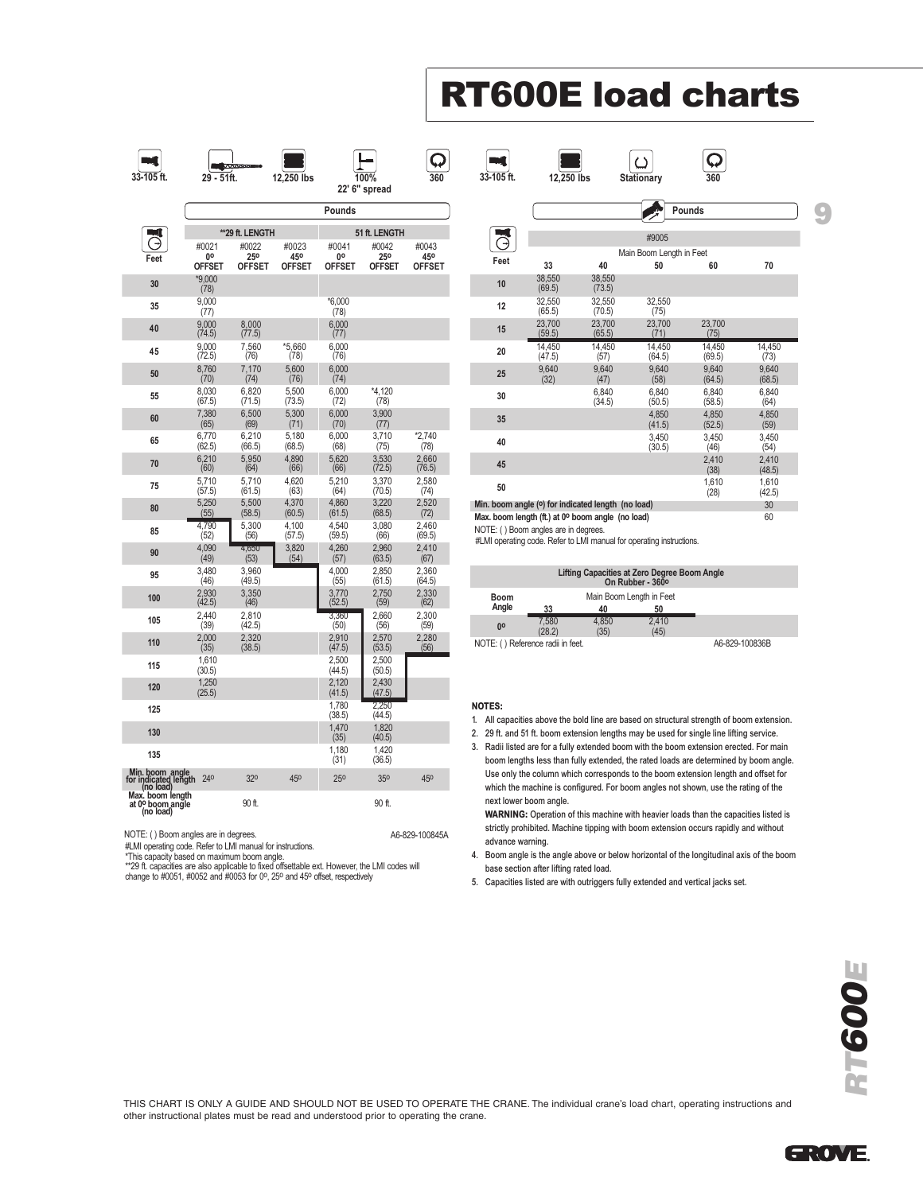# RT600E load charts

33-105 ft. | 29 - 51ft. | 12,250 lbs | 100% 22' 6" spread | 360

Pounds

| Feet | **29 ft. LENGTH | | | 51 ft. LENGTH | | |
|---|---|---|---|---|---|---|
| | #0021 0º OFFSET | #0022 25º OFFSET | #0023 45º OFFSET | #0041 0º OFFSET | #0042 25º OFFSET | #0043 45º OFFSET |
| 30 | *9,000 (78) | | | | | |
| 35 | 9,000 (77) | | | *6,000 (78) | | |
| 40 | 9,000 (74.5) | 8,000 (77.5) | | 6,000 (77) | | |
| 45 | 9,000 (72.5) | 7,560 (76) | *5,660 (78) | 6,000 (76) | | |
| 50 | 8,760 (70) | 7,170 (74) | 5,600 (76) | 6,000 (74) | | |
| 55 | 8,030 (67.5) | 6,820 (71.5) | 5,500 (73.5) | 6,000 (72) | *4,120 (78) | |
| 60 | 7,380 (65) | 6,500 (69) | 5,300 (71) | 6,000 (70) | 3,900 (77) | |
| 65 | 6,770 (62.5) | 6,210 (66.5) | 5,180 (68.5) | 6,000 (68) | 3,710 (75) | *2,740 (78) |
| 70 | 6,210 (60) | 5,950 (64) | 4,890 (66) | 5,620 (66) | 3,530 (72.5) | 2,660 (76.5) |
| 75 | 5,710 (57.5) | 5,710 (61.5) | 4,620 (63) | 5,210 (64) | 3,370 (70.5) | 2,580 (74) |
| 80 | 5,250 (55) | 5,500 (58.5) | 4,370 (60.5) | 4,860 (61.5) | 3,220 (68.5) | 2,520 (72) |
| 85 | 4,790 (52) | 5,300 (56) | 4,100 (57.5) | 4,540 (59.5) | 3,080 (66) | 2,460 (69.5) |
| 90 | 4,090 (49) | 4,650 (53) | 3,820 (54) | 4,260 (57) | 2,960 (63.5) | 2,410 (67) |
| 95 | 3,480 (46) | 3,960 (49.5) | | 4,000 (55) | 2,850 (61.5) | 2,360 (64.5) |
| 100 | 2,930 (42.5) | 3,350 (46) | | 3,770 (52.5) | 2,750 (59) | 2,330 (62) |
| 105 | 2,440 (39) | 2,810 (42.5) | | 3,360 (50) | 2,660 (56) | 2,300 (59) |
| 110 | 2,000 (35) | 2,320 (38.5) | | 2,910 (47.5) | 2,570 (53.5) | 2,280 (56) |
| 115 | 1,610 (30.5) | | | 2,500 (44.5) | 2,500 (50.5) | |
| 120 | 1,250 (25.5) | | | 2,120 (41.5) | 2,430 (47.5) | |
| 125 | | | | 1,780 (38.5) | 2,250 (44.5) | |
| 130 | | | | 1,470 (35) | 1,820 (40.5) | |
| 135 | | | | 1,180 (31) | 1,420 (36.5) | |
| Min. boom angle for indicated length (no load) | 24º | 32º | 45º | 25º | 35º | 45º |
| Max. boom length at 0º boom angle (no load) | | 90 ft. | | | 90 ft. | |

NOTE: ( ) Boom angles are in degrees.

#LMI operating code. Refer to LMI manual for instructions.

*This capacity based on maximum boom angle.

**29 ft. capacities are also applicable to fixed offsettable ext. However, the LMI codes will change to #0051, #0052 and #0053 for 0º, 25º and 45º offset, respectively

A6-829-100845A

33-105 ft. | 12,250 lbs | Stationary | 360

Pounds

| Feet | #9005 | | | | |
|---|---|---|---|---|---|
| | Main Boom Length in Feet | | | | |
| | 33 | 40 | 50 | 60 | 70 |
| 10 | 38,550 (69.5) | 38,550 (73.5) | | | |
| 12 | 32,550 (65.5) | 32,550 (70.5) | 32,550 (75) | | |
| 15 | 23,700 (59.5) | 23,700 (65.5) | 23,700 (71) | 23,700 (75) | |
| 20 | 14,450 (47.5) | 14,450 (57) | 14,450 (64.5) | 14,450 (69.5) | 14,450 (73) |
| 25 | 9,640 (32) | 9,640 (47) | 9,640 (58) | 9,640 (64.5) | 9,640 (68.5) |
| 30 | | 6,840 (34.5) | 6,840 (50.5) | 6,840 (58.5) | 6,840 (64) |
| 35 | | | 4,850 (41.5) | 4,850 (52.5) | 4,850 (59) |
| 40 | | | 3,450 (30.5) | 3,450 (46) | 3,450 (54) |
| 45 | | | | 2,410 (38) | 2,410 (48.5) |
| 50 | | | | 1,610 (28) | 1,610 (42.5) |
| Min. boom angle (º) for indicated length (no load) | | | | | 30 |
| Max. boom length (ft.) at 0º boom angle (no load) | | | | | 60 |

NOTE: ( ) Boom angles are in degrees.

#LMI operating code. Refer to LMI manual for operating instructions.

| Boom Angle | Lifting Capacities at Zero Degree Boom Angle On Rubber - 360º | | |
|---|---|---|---|
| | Main Boom Length in Feet | | |
| | 33 | 40 | 50 |
| 0º | 7,580 (28.2) | 4,850 (35) | 2,410 (45) |

NOTE: ( ) Reference radii in feet.

A6-829-100836B

**NOTES:**

1. All capacities above the bold line are based on structural strength of boom extension.
2. 29 ft. and 51 ft. boom extension lengths may be used for single line lifting service.
3. Radii listed are for a fully extended boom with the boom extension erected. For main boom lengths less than fully extended, the rated loads are determined by boom angle. Use only the column which corresponds to the boom extension length and offset for which the machine is configured. For boom angles not shown, use the rating of the next lower boom angle.

   **WARNING:** Operation of this machine with heavier loads than the capacities listed is strictly prohibited. Machine tipping with boom extension occurs rapidly and without advance warning.
4. Boom angle is the angle above or below horizontal of the longitudinal axis of the boom base section after lifting rated load.
5. Capacities listed are with outriggers fully extended and vertical jacks set.

THIS CHART IS ONLY A GUIDE AND SHOULD NOT BE USED TO OPERATE THE CRANE. The individual crane's load chart, operating instructions and other instructional plates must be read and understood prior to operating the crane.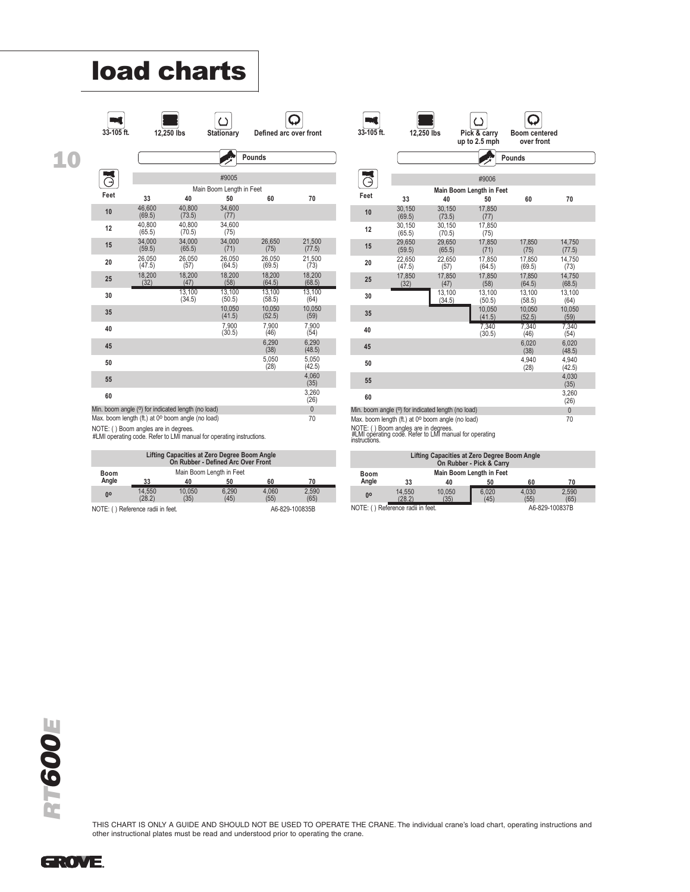# load charts

33-105 ft. | 12,250 lbs | Stationary | Defined arc over front

Pounds

| Feet | #9005 | | | | |
|---|---|---|---|---|---|
| | Main Boom Length in Feet | | | | |
| | 33 | 40 | 50 | 60 | 70 |
| 10 | 46,600 (69.5) | 40,800 (73.5) | 34,600 (77) | | |
| 12 | 40,800 (65.5) | 40,800 (70.5) | 34,600 (75) | | |
| 15 | 34,000 (59.5) | 34,000 (65.5) | 34,000 (71) | 26,650 (75) | 21,500 (77.5) |
| 20 | 26,050 (47.5) | 26,050 (57) | 26,050 (64.5) | 26,050 (69.5) | 21,500 (73) |
| 25 | 18,200 (32) | 18,200 (47) | 18,200 (58) | 18,200 (64.5) | 18,200 (68.5) |
| 30 | | 13,100 (34.5) | 13,100 (50.5) | 13,100 (58.5) | 13,100 (64) |
| 35 | | | 10,050 (41.5) | 10,050 (52.5) | 10,050 (59) |
| 40 | | | 7,900 (30.5) | 7,900 (46) | 7,900 (54) |
| 45 | | | | 6,290 (38) | 6,290 (48.5) |
| 50 | | | | 5,050 (28) | 5,050 (42.5) |
| 55 | | | | | 4,060 (35) |
| 60 | | | | | 3,260 (26) |
| Min. boom angle (º) for indicated length (no load) | | | | | 0 |
| Max. boom length (ft.) at 0º boom angle (no load) | | | | | 70 |

NOTE: ( ) Boom angles are in degrees.
#LMI operating code. Refer to LMI manual for operating instructions.

| Lifting Capacities at Zero Degree Boom Angle On Rubber - Defined Arc Over Front | | | | | |
|---|---|---|---|---|---|
| Boom Angle | Main Boom Length in Feet | | | | |
| | 33 | 40 | 50 | 60 | 70 |
| 0º | 14,550 (28.2) | 10,050 (35) | 6,290 (45) | 4,060 (55) | 2,590 (65) |

NOTE: ( ) Reference radii in feet.

A6-829-100835B

33-105 ft. | 12,250 lbs | Pick & carry up to 2.5 mph | Boom centered over front

Pounds

| Feet | #9006 | | | | |
|---|---|---|---|---|---|
| | Main Boom Length in Feet | | | | |
| | 33 | 40 | 50 | 60 | 70 |
| 10 | 30,150 (69.5) | 30,150 (73.5) | 17,850 (77) | | |
| 12 | 30,150 (65.5) | 30,150 (70.5) | 17,850 (75) | | |
| 15 | 29,650 (59.5) | 29,650 (65.5) | 17,850 (71) | 17,850 (75) | 14,750 (77.5) |
| 20 | 22,650 (47.5) | 22,650 (57) | 17,850 (64.5) | 17,850 (69.5) | 14,750 (73) |
| 25 | 17,850 (32) | 17,850 (47) | 17,850 (58) | 17,850 (64.5) | 14,750 (68.5) |
| 30 | | 13,100 (34.5) | 13,100 (50.5) | 13,100 (58.5) | 13,100 (64) |
| 35 | | | 10,050 (41.5) | 10,050 (52.5) | 10,050 (59) |
| 40 | | | 7,340 (30.5) | 7,340 (46) | 7,340 (54) |
| 45 | | | | 6,020 (38) | 6,020 (48.5) |
| 50 | | | | 4,940 (28) | 4,940 (42.5) |
| 55 | | | | | 4,030 (35) |
| 60 | | | | | 3,260 (26) |
| Min. boom angle (º) for indicated length (no load) | | | | | 0 |
| Max. boom length (ft.) at 0º boom angle (no load) | | | | | 70 |

NOTE: ( ) Boom angles are in degrees.
#LMI operating code. Refer to LMI manual for operating instructions.

| Lifting Capacities at Zero Degree Boom Angle On Rubber - Pick & Carry | | | | | |
|---|---|---|---|---|---|
| Boom Angle | Main Boom Length in Feet | | | | |
| | 33 | 40 | 50 | 60 | 70 |
| 0º | 14,550 (28.2) | 10,050 (35) | 6,020 (45) | 4,030 (55) | 2,590 (65) |

NOTE: ( ) Reference radii in feet.

A6-829-100837B

THIS CHART IS ONLY A GUIDE AND SHOULD NOT BE USED TO OPERATE THE CRANE. The individual crane's load chart, operating instructions and other instructional plates must be read and understood prior to operating the crane.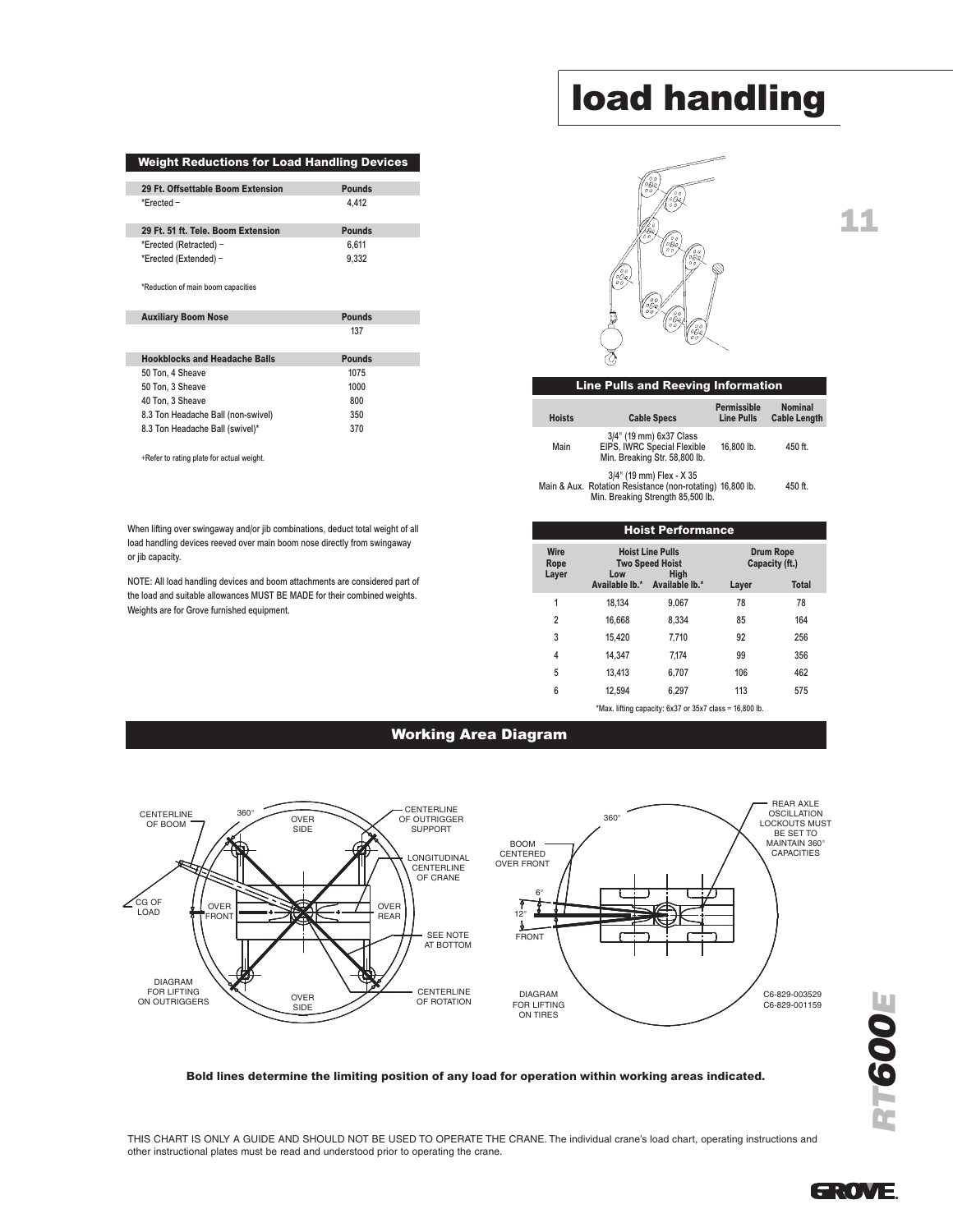# load handling

## Weight Reductions for Load Handling Devices

| 29 Ft. Offsettable Boom Extension | Pounds |
|---|---|
| *Erected – | 4,412 |

| 29 Ft. 51 ft. Tele. Boom Extension | Pounds |
|---|---|
| *Erected (Retracted) – | 6,611 |
| *Erected (Extended) – | 9,332 |

*Reduction of main boom capacities

| Auxiliary Boom Nose | Pounds |
|---|---|
| | 137 |

| Hookblocks and Headache Balls | Pounds |
|---|---|
| 50 Ton, 4 Sheave | 1075 |
| 50 Ton, 3 Sheave | 1000 |
| 40 Ton, 3 Sheave | 800 |
| 8.3 Ton Headache Ball (non-swivel) | 350 |
| 8.3 Ton Headache Ball (swivel)* | 370 |

+Refer to rating plate for actual weight.

When lifting over swingaway and/or jib combinations, deduct total weight of all load handling devices reeved over main boom nose directly from swingaway or jib capacity.

NOTE: All load handling devices and boom attachments are considered part of the load and suitable allowances MUST BE MADE for their combined weights. Weights are for Grove furnished equipment.

## Line Pulls and Reeving Information

| Hoists | Cable Specs | Permissible Line Pulls | Nominal Cable Length |
|---|---|---|---|
| Main | 3/4" (19 mm) 6x37 Class EIPS, IWRC Special Flexible Min. Breaking Str. 58,800 lb. | 16,800 lb. | 450 ft. |
| Main & Aux. | 3/4" (19 mm) Flex - X 35 Rotation Resistance (non-rotating) Min. Breaking Strength 85,500 lb. | 16,800 lb. | 450 ft. |

## Hoist Performance

| Wire Rope Layer | Hoist Line Pulls Two Speed Hoist | | Drum Rope Capacity (ft.) | |
|---|---|---|---|---|
| | Low Available lb.* | High Available lb.* | Layer | Total |
| 1 | 18,134 | 9,067 | 78 | 78 |
| 2 | 16,668 | 8,334 | 85 | 164 |
| 3 | 15,420 | 7,710 | 92 | 256 |
| 4 | 14,347 | 7,174 | 99 | 356 |
| 5 | 13,413 | 6,707 | 106 | 462 |
| 6 | 12,594 | 6,297 | 113 | 575 |

*Max. lifting capacity: 6x37 or 35x7 class = 16,800 lb.

## Working Area Diagram

CENTERLINE OF BOOM — 360° — OVER SIDE — CENTERLINE OF OUTRIGGER SUPPORT — LONGITUDINAL CENTERLINE OF CRANE — CG OF LOAD — OVER FRONT — OVER REAR — SEE NOTE AT BOTTOM — CENTERLINE OF ROTATION — OVER SIDE — DIAGRAM FOR LIFTING ON OUTRIGGERS

360° — REAR AXLE OSCILLATION LOCKOUTS MUST BE SET TO MAINTAIN 360° CAPACITIES — BOOM CENTERED OVER FRONT — 6° — 12° — FRONT — DIAGRAM FOR LIFTING ON TIRES

C6-829-003529
C6-829-001159

**Bold lines determine the limiting position of any load for operation within working areas indicated.**

THIS CHART IS ONLY A GUIDE AND SHOULD NOT BE USED TO OPERATE THE CRANE. The individual crane's load chart, operating instructions and other instructional plates must be read and understood prior to operating the crane.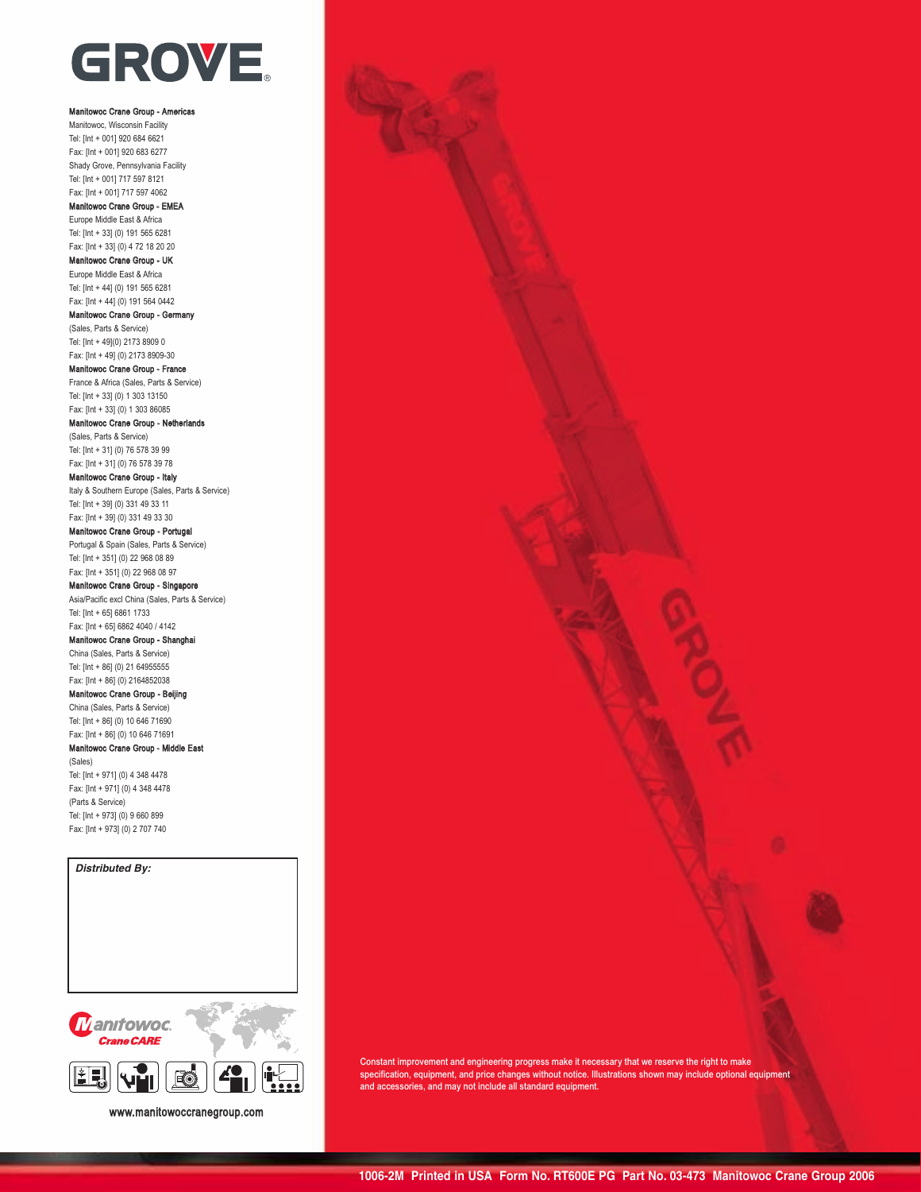# GROVE

**Manitowoc Crane Group - Americas**
Manitowoc, Wisconsin Facility
Tel: [Int + 001] 920 684 6621
Fax: [Int + 001] 920 683 6277
Shady Grove, Pennsylvania Facility
Tel: [Int + 001] 717 597 8121
Fax: [Int + 001] 717 597 4062

**Manitowoc Crane Group - EMEA**
Europe Middle East & Africa
Tel: [Int + 33] (0) 191 565 6281
Fax: [Int + 33] (0) 4 72 18 20 20

**Manitowoc Crane Group - UK**
Europe Middle East & Africa
Tel: [Int + 44] (0) 191 565 6281
Fax: [Int + 44] (0) 191 564 0442

**Manitowoc Crane Group - Germany**
(Sales, Parts & Service)
Tel: [Int + 49](0) 2173 8909 0
Fax: [Int + 49] (0) 2173 8909-30

**Manitowoc Crane Group - France**
France & Africa (Sales, Parts & Service)
Tel: [Int + 33] (0) 1 303 13150
Fax: [Int + 33] (0) 1 303 86085

**Manitowoc Crane Group - Netherlands**
(Sales, Parts & Service)
Tel: [Int + 31] (0) 76 578 39 99
Fax: [Int + 31] (0) 76 578 39 78

**Manitowoc Crane Group - Italy**
Italy & Southern Europe (Sales, Parts & Service)
Tel: [Int + 39] (0) 331 49 33 11
Fax: [Int + 39] (0) 331 49 33 30

**Manitowoc Crane Group - Portugal**
Portugal & Spain (Sales, Parts & Service)
Tel: [Int + 351] (0) 22 968 08 89
Fax: [Int + 351] (0) 22 968 08 97

**Manitowoc Crane Group - Singapore**
Asia/Pacific excl China (Sales, Parts & Service)
Tel: [Int + 65] 6861 1733
Fax: [Int + 65] 6862 4040 / 4142

**Manitowoc Crane Group - Shanghai**
China (Sales, Parts & Service)
Tel: [Int + 86] (0) 21 64955555
Fax: [Int + 86] (0) 2164852038

**Manitowoc Crane Group - Beijing**
China (Sales, Parts & Service)
Tel: [Int + 86] (0) 10 646 71690
Fax: [Int + 86] (0) 10 646 71691

**Manitowoc Crane Group - Middle East**
(Sales)
Tel: [Int + 971] (0) 4 348 4478
Fax: [Int + 971] (0) 4 348 4478
(Parts & Service)
Tel: [Int + 973] (0) 9 660 899
Fax: [Int + 973] (0) 2 707 740

***Distributed By:***

Manitowoc Crane CARE

www.manitowoccranegroup.com

Constant improvement and engineering progress make it necessary that we reserve the right to make specification, equipment, and price changes without notice. Illustrations shown may include optional equipment and accessories, and may not include all standard equipment.

**1006-2M Printed in USA Form No. RT600E PG Part No. 03-473 Manitowoc Crane Group 2006**